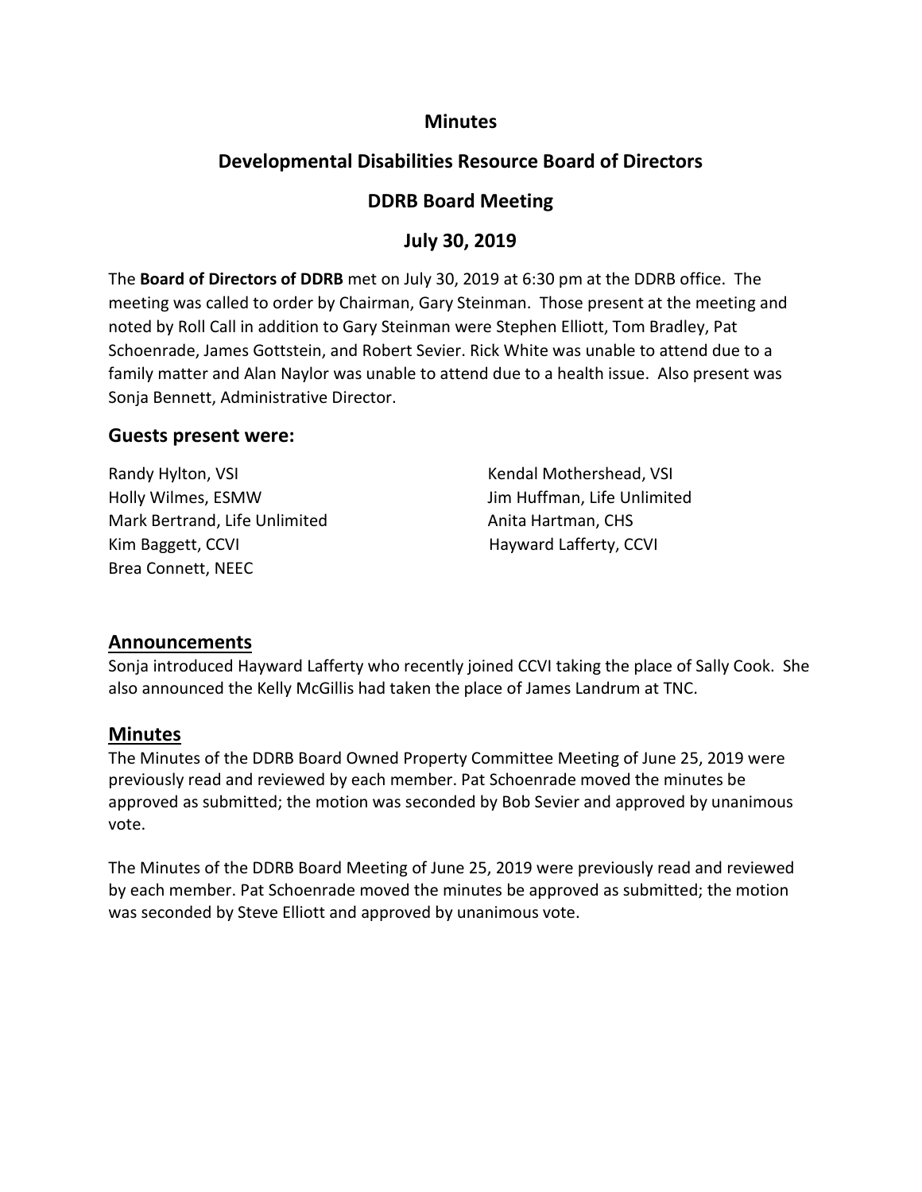# Minutes

## Developmental Disabilities Resource Board of Directors

## DDRB Board Meeting

## July 30, 2019

The **Board of Directors of DDRB** met on July 30, 2019 at 6:30 pm at the DDRB office. The meeting was called to order by Chairman, Gary Steinman. Those present at the meeting and noted by Roll Call in addition to Gary Steinman were Stephen Elliott, Tom Bradley, Pat Schoenrade, James Gottstein, and Robert Sevier. Rick White was unable to attend due to a family matter and Alan Naylor was unable to attend due to a health issue. Also present was Sonja Bennett, Administrative Director.

### Guests present were:

Randy Hylton, VSI
Kendal Mothershead, VSI
Holly Wilmes, ESMW
Jim Huffman, Life Unlimited
Mark Bertrand, Life Unlimited
Anita Hartman, CHS
Kim Baggett, CCVI
Hayward Lafferty, CCVI
Brea Connett, NEEC

### Announcements

Sonja introduced Hayward Lafferty who recently joined CCVI taking the place of Sally Cook. She also announced the Kelly McGillis had taken the place of James Landrum at TNC.

### Minutes

The Minutes of the DDRB Board Owned Property Committee Meeting of June 25, 2019 were previously read and reviewed by each member. Pat Schoenrade moved the minutes be approved as submitted; the motion was seconded by Bob Sevier and approved by unanimous vote.

The Minutes of the DDRB Board Meeting of June 25, 2019 were previously read and reviewed by each member. Pat Schoenrade moved the minutes be approved as submitted; the motion was seconded by Steve Elliott and approved by unanimous vote.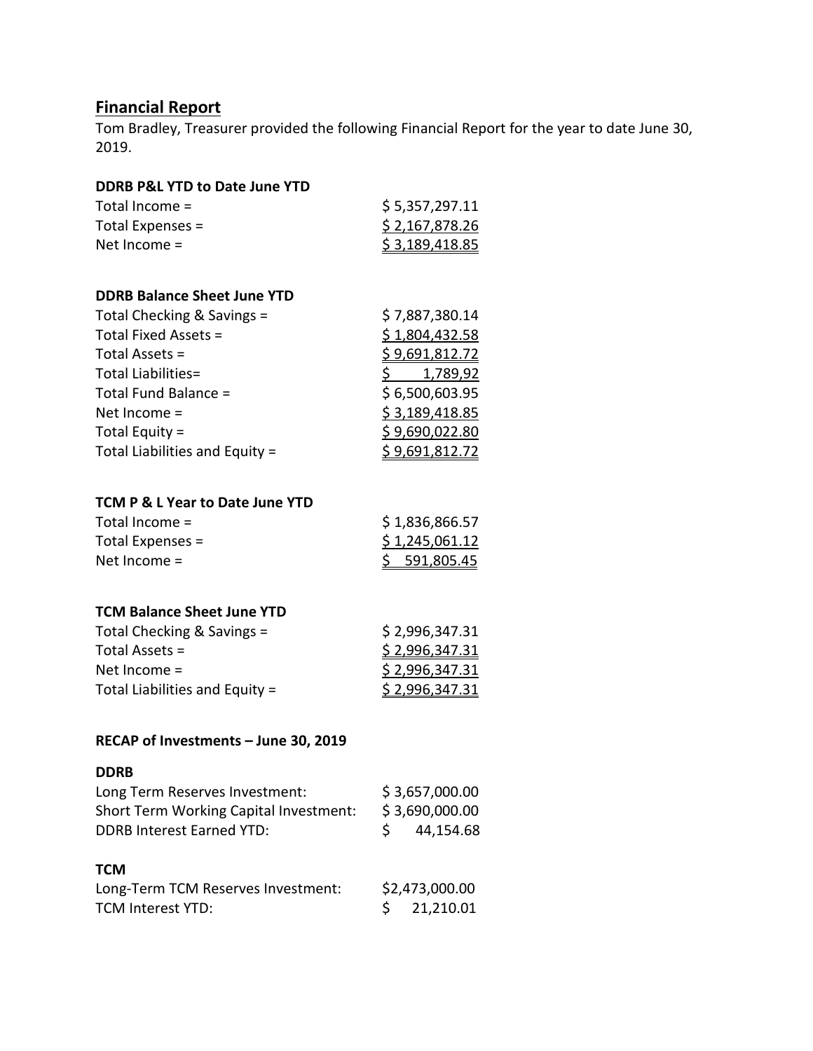## Financial Report

Tom Bradley, Treasurer provided the following Financial Report for the year to date June 30, 2019.

**DDRB P&L YTD to Date June YTD**

| | |
|---|---|
| Total Income = | $ 5,357,297.11 |
| Total Expenses = | $ 2,167,878.26 |
| Net Income = | $ 3,189,418.85 |

**DDRB Balance Sheet June YTD**

| | |
|---|---|
| Total Checking & Savings = | $ 7,887,380.14 |
| Total Fixed Assets = | $ 1,804,432.58 |
| Total Assets = | $ 9,691,812.72 |
| Total Liabilities= | $ 1,789,92 |
| Total Fund Balance = | $ 6,500,603.95 |
| Net Income = | $ 3,189,418.85 |
| Total Equity = | $ 9,690,022.80 |
| Total Liabilities and Equity = | $ 9,691,812.72 |

**TCM P & L Year to Date June YTD**

| | |
|---|---|
| Total Income = | $ 1,836,866.57 |
| Total Expenses = | $ 1,245,061.12 |
| Net Income = | $ 591,805.45 |

**TCM Balance Sheet June YTD**

| | |
|---|---|
| Total Checking & Savings = | $ 2,996,347.31 |
| Total Assets = | $ 2,996,347.31 |
| Net Income = | $ 2,996,347.31 |
| Total Liabilities and Equity = | $ 2,996,347.31 |

**RECAP of Investments – June 30, 2019**

**DDRB**

| | |
|---|---|
| Long Term Reserves Investment: | $ 3,657,000.00 |
| Short Term Working Capital Investment: | $ 3,690,000.00 |
| DDRB Interest Earned YTD: | $ 44,154.68 |

**TCM**

| | |
|---|---|
| Long-Term TCM Reserves Investment: | $2,473,000.00 |
| TCM Interest YTD: | $ 21,210.01 |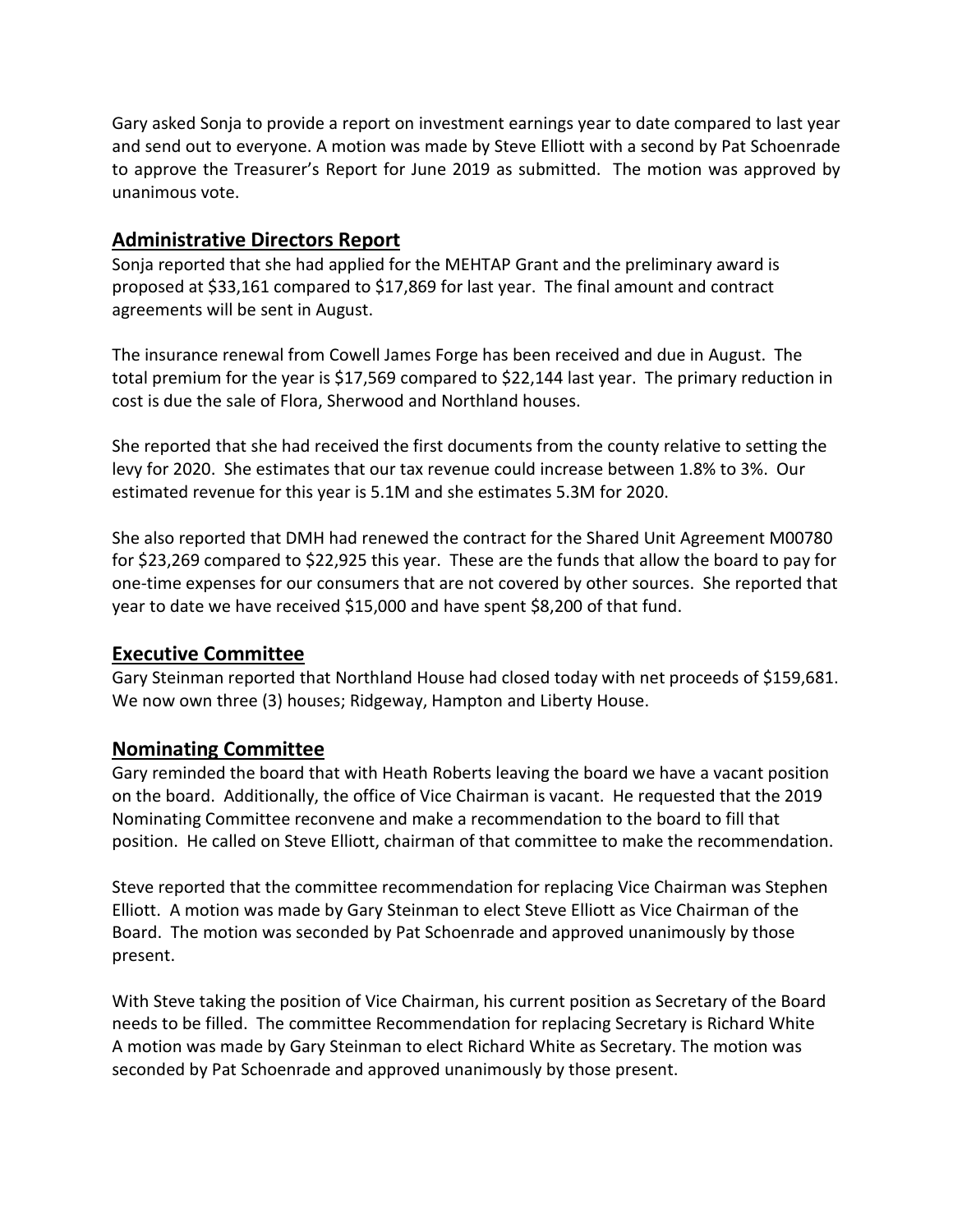Gary asked Sonja to provide a report on investment earnings year to date compared to last year and send out to everyone. A motion was made by Steve Elliott with a second by Pat Schoenrade to approve the Treasurer's Report for June 2019 as submitted. The motion was approved by unanimous vote.

## Administrative Directors Report

Sonja reported that she had applied for the MEHTAP Grant and the preliminary award is proposed at $33,161 compared to $17,869 for last year. The final amount and contract agreements will be sent in August.

The insurance renewal from Cowell James Forge has been received and due in August. The total premium for the year is $17,569 compared to $22,144 last year. The primary reduction in cost is due the sale of Flora, Sherwood and Northland houses.

She reported that she had received the first documents from the county relative to setting the levy for 2020. She estimates that our tax revenue could increase between 1.8% to 3%. Our estimated revenue for this year is 5.1M and she estimates 5.3M for 2020.

She also reported that DMH had renewed the contract for the Shared Unit Agreement M00780 for $23,269 compared to $22,925 this year. These are the funds that allow the board to pay for one-time expenses for our consumers that are not covered by other sources. She reported that year to date we have received $15,000 and have spent $8,200 of that fund.

## Executive Committee

Gary Steinman reported that Northland House had closed today with net proceeds of $159,681. We now own three (3) houses; Ridgeway, Hampton and Liberty House.

## Nominating Committee

Gary reminded the board that with Heath Roberts leaving the board we have a vacant position on the board. Additionally, the office of Vice Chairman is vacant. He requested that the 2019 Nominating Committee reconvene and make a recommendation to the board to fill that position. He called on Steve Elliott, chairman of that committee to make the recommendation.

Steve reported that the committee recommendation for replacing Vice Chairman was Stephen Elliott. A motion was made by Gary Steinman to elect Steve Elliott as Vice Chairman of the Board. The motion was seconded by Pat Schoenrade and approved unanimously by those present.

With Steve taking the position of Vice Chairman, his current position as Secretary of the Board needs to be filled. The committee Recommendation for replacing Secretary is Richard White A motion was made by Gary Steinman to elect Richard White as Secretary. The motion was seconded by Pat Schoenrade and approved unanimously by those present.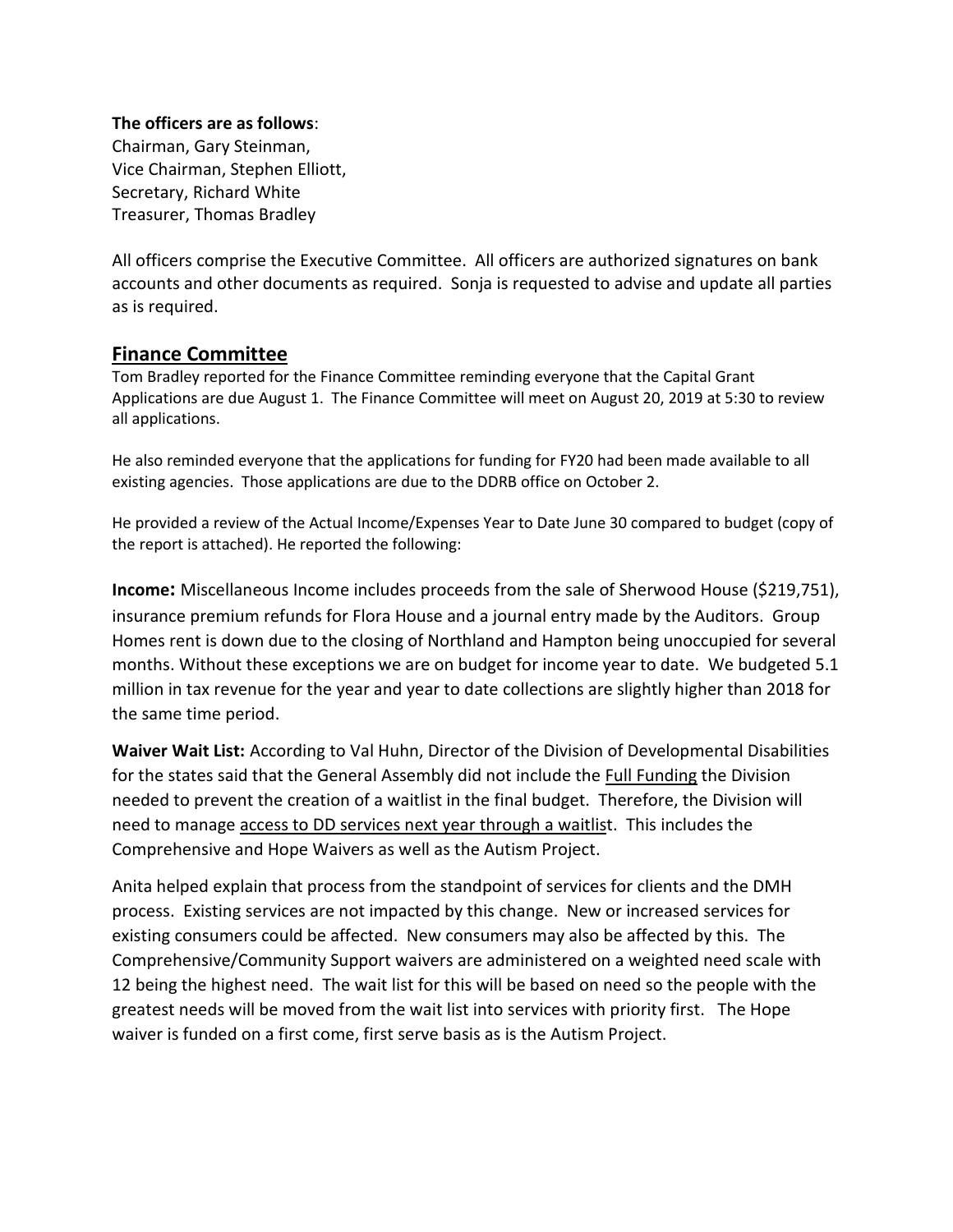**The officers are as follows**:
Chairman, Gary Steinman,
Vice Chairman, Stephen Elliott,
Secretary, Richard White
Treasurer, Thomas Bradley

All officers comprise the Executive Committee. All officers are authorized signatures on bank accounts and other documents as required. Sonja is requested to advise and update all parties as is required.

## Finance Committee

Tom Bradley reported for the Finance Committee reminding everyone that the Capital Grant Applications are due August 1. The Finance Committee will meet on August 20, 2019 at 5:30 to review all applications.

He also reminded everyone that the applications for funding for FY20 had been made available to all existing agencies. Those applications are due to the DDRB office on October 2.

He provided a review of the Actual Income/Expenses Year to Date June 30 compared to budget (copy of the report is attached). He reported the following:

**Income:** Miscellaneous Income includes proceeds from the sale of Sherwood House ($219,751), insurance premium refunds for Flora House and a journal entry made by the Auditors. Group Homes rent is down due to the closing of Northland and Hampton being unoccupied for several months. Without these exceptions we are on budget for income year to date. We budgeted 5.1 million in tax revenue for the year and year to date collections are slightly higher than 2018 for the same time period.

**Waiver Wait List:** According to Val Huhn, Director of the Division of Developmental Disabilities for the states said that the General Assembly did not include the Full Funding the Division needed to prevent the creation of a waitlist in the final budget. Therefore, the Division will need to manage access to DD services next year through a waitlist. This includes the Comprehensive and Hope Waivers as well as the Autism Project.

Anita helped explain that process from the standpoint of services for clients and the DMH process. Existing services are not impacted by this change. New or increased services for existing consumers could be affected. New consumers may also be affected by this. The Comprehensive/Community Support waivers are administered on a weighted need scale with 12 being the highest need. The wait list for this will be based on need so the people with the greatest needs will be moved from the wait list into services with priority first. The Hope waiver is funded on a first come, first serve basis as is the Autism Project.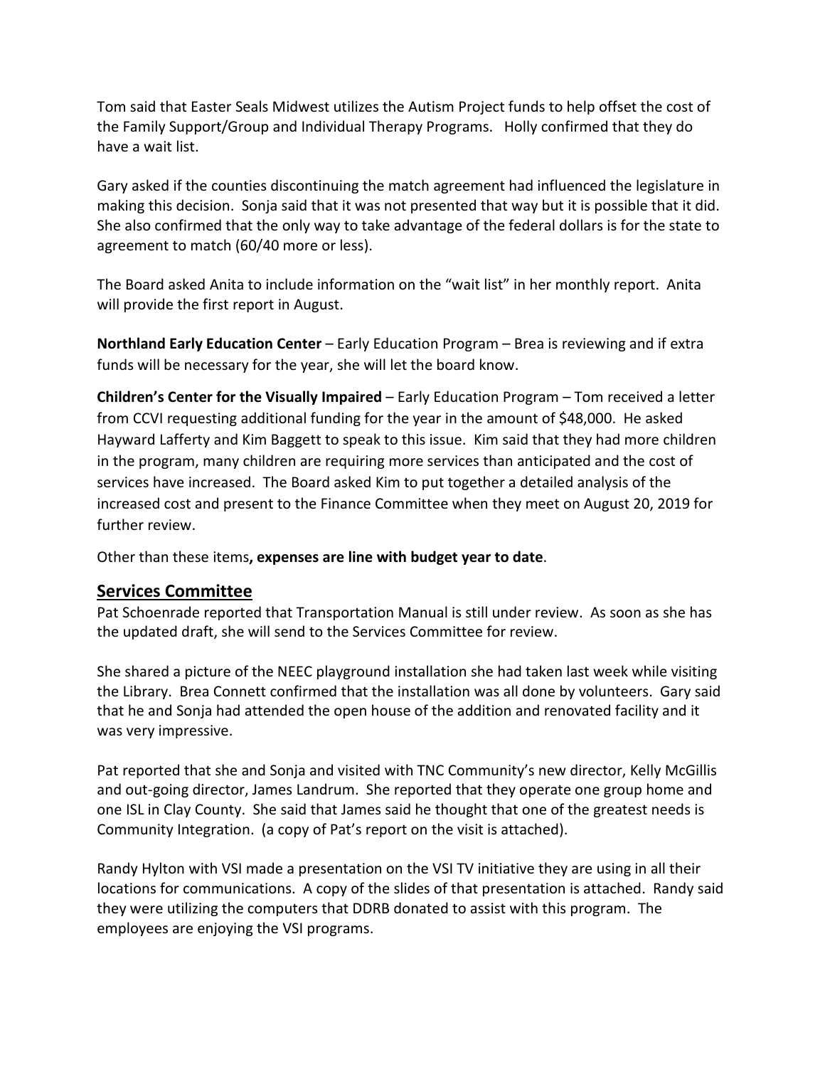Tom said that Easter Seals Midwest utilizes the Autism Project funds to help offset the cost of the Family Support/Group and Individual Therapy Programs. Holly confirmed that they do have a wait list.

Gary asked if the counties discontinuing the match agreement had influenced the legislature in making this decision. Sonja said that it was not presented that way but it is possible that it did. She also confirmed that the only way to take advantage of the federal dollars is for the state to agreement to match (60/40 more or less).

The Board asked Anita to include information on the "wait list" in her monthly report. Anita will provide the first report in August.

**Northland Early Education Center** – Early Education Program – Brea is reviewing and if extra funds will be necessary for the year, she will let the board know.

**Children's Center for the Visually Impaired** – Early Education Program – Tom received a letter from CCVI requesting additional funding for the year in the amount of $48,000. He asked Hayward Lafferty and Kim Baggett to speak to this issue. Kim said that they had more children in the program, many children are requiring more services than anticipated and the cost of services have increased. The Board asked Kim to put together a detailed analysis of the increased cost and present to the Finance Committee when they meet on August 20, 2019 for further review.

Other than these items**, expenses are line with budget year to date**.

## Services Committee

Pat Schoenrade reported that Transportation Manual is still under review. As soon as she has the updated draft, she will send to the Services Committee for review.

She shared a picture of the NEEC playground installation she had taken last week while visiting the Library. Brea Connett confirmed that the installation was all done by volunteers. Gary said that he and Sonja had attended the open house of the addition and renovated facility and it was very impressive.

Pat reported that she and Sonja and visited with TNC Community's new director, Kelly McGillis and out-going director, James Landrum. She reported that they operate one group home and one ISL in Clay County. She said that James said he thought that one of the greatest needs is Community Integration. (a copy of Pat's report on the visit is attached).

Randy Hylton with VSI made a presentation on the VSI TV initiative they are using in all their locations for communications. A copy of the slides of that presentation is attached. Randy said they were utilizing the computers that DDRB donated to assist with this program. The employees are enjoying the VSI programs.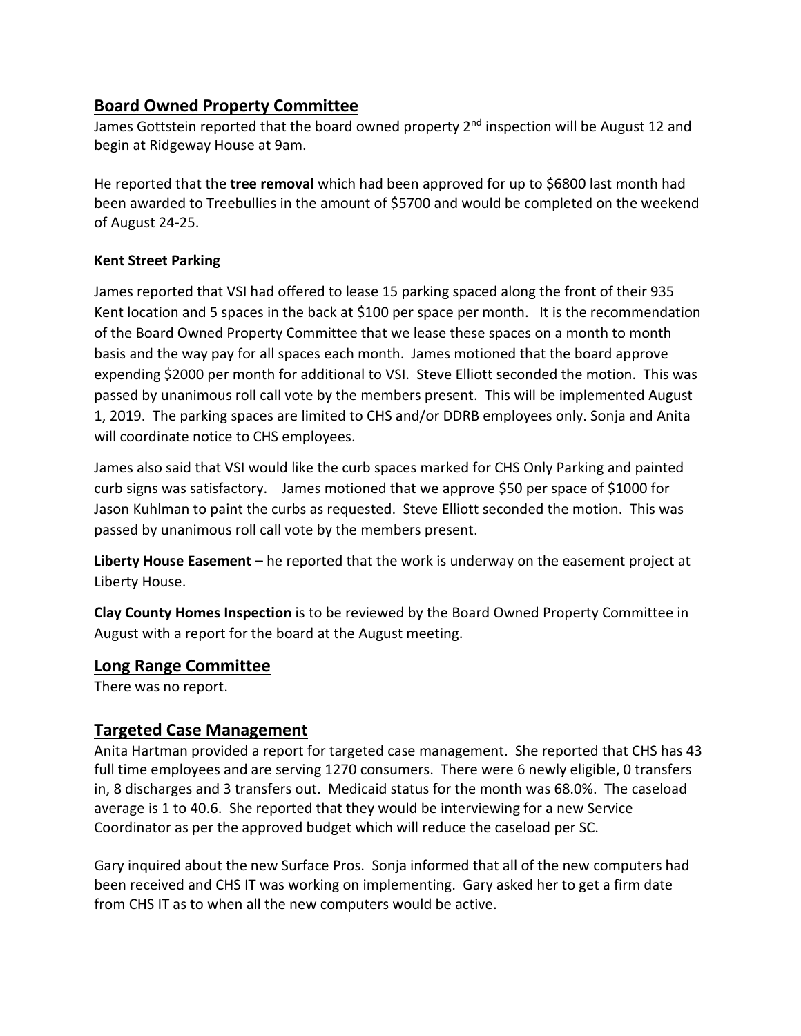## Board Owned Property Committee

James Gottstein reported that the board owned property 2nd inspection will be August 12 and begin at Ridgeway House at 9am.

He reported that the **tree removal** which had been approved for up to $6800 last month had been awarded to Treebullies in the amount of $5700 and would be completed on the weekend of August 24-25.

### Kent Street Parking

James reported that VSI had offered to lease 15 parking spaced along the front of their 935 Kent location and 5 spaces in the back at $100 per space per month. It is the recommendation of the Board Owned Property Committee that we lease these spaces on a month to month basis and the way pay for all spaces each month. James motioned that the board approve expending $2000 per month for additional to VSI. Steve Elliott seconded the motion. This was passed by unanimous roll call vote by the members present. This will be implemented August 1, 2019. The parking spaces are limited to CHS and/or DDRB employees only. Sonja and Anita will coordinate notice to CHS employees.

James also said that VSI would like the curb spaces marked for CHS Only Parking and painted curb signs was satisfactory. James motioned that we approve $50 per space of $1000 for Jason Kuhlman to paint the curbs as requested. Steve Elliott seconded the motion. This was passed by unanimous roll call vote by the members present.

**Liberty House Easement –** he reported that the work is underway on the easement project at Liberty House.

**Clay County Homes Inspection** is to be reviewed by the Board Owned Property Committee in August with a report for the board at the August meeting.

## Long Range Committee

There was no report.

## Targeted Case Management

Anita Hartman provided a report for targeted case management. She reported that CHS has 43 full time employees and are serving 1270 consumers. There were 6 newly eligible, 0 transfers in, 8 discharges and 3 transfers out. Medicaid status for the month was 68.0%. The caseload average is 1 to 40.6. She reported that they would be interviewing for a new Service Coordinator as per the approved budget which will reduce the caseload per SC.

Gary inquired about the new Surface Pros. Sonja informed that all of the new computers had been received and CHS IT was working on implementing. Gary asked her to get a firm date from CHS IT as to when all the new computers would be active.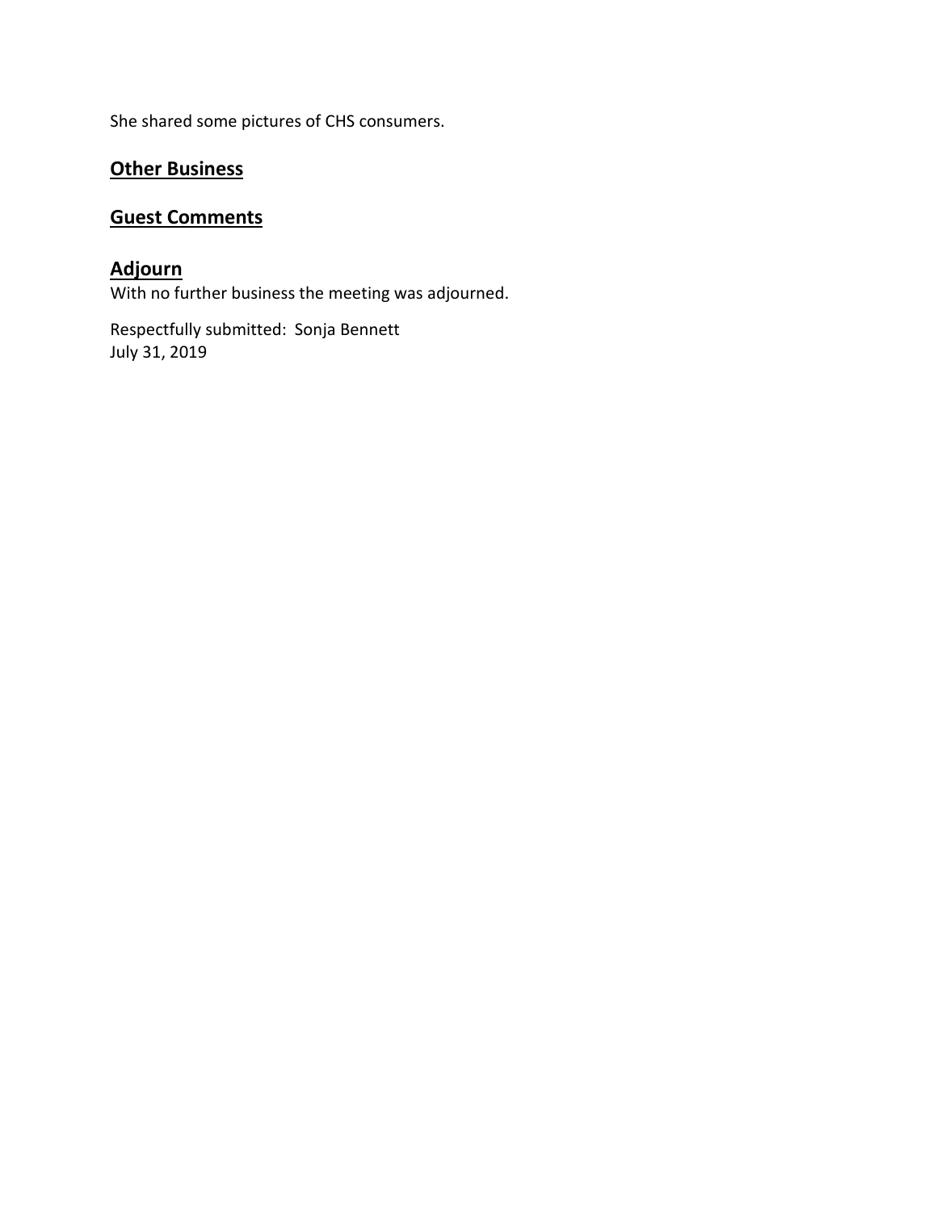She shared some pictures of CHS consumers.

## **Other Business**

## **Guest Comments**

## **Adjourn**

With no further business the meeting was adjourned.

Respectfully submitted: Sonja Bennett
July 31, 2019